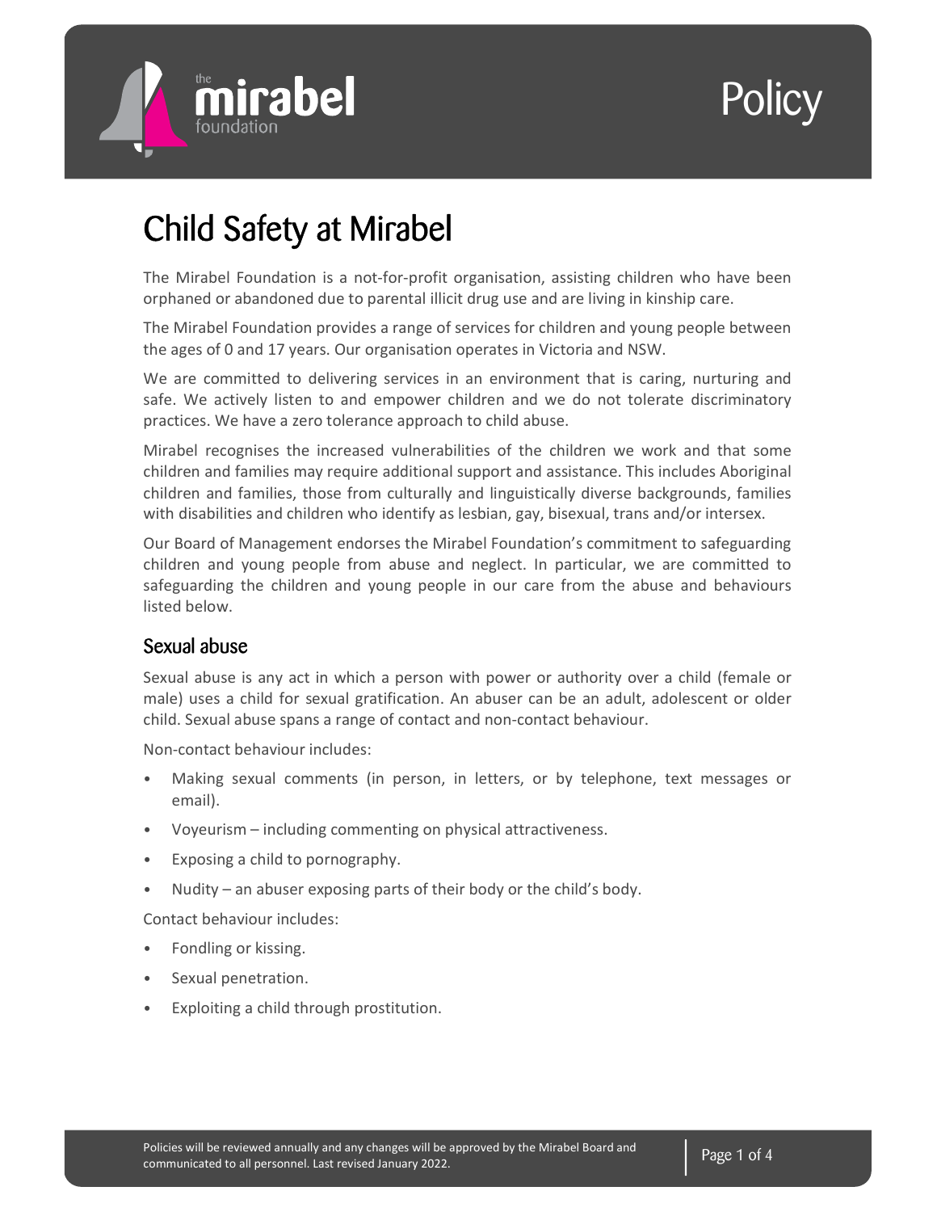# Child Safety at Mirabel

The Mirabel Foundation is a not-for-profit organisation, assisting children who have been orphaned or abandoned due to parental illicit drug use and are living in kinship care.

The Mirabel Foundation provides a range of services for children and young people between the ages of 0 and 17 years. Our organisation operates in Victoria and NSW.

We are committed to delivering services in an environment that is caring, nurturing and safe. We actively listen to and empower children and we do not tolerate discriminatory practices. We have a zero tolerance approach to child abuse.

Mirabel recognises the increased vulnerabilities of the children we work and that some children and families may require additional support and assistance. This includes Aboriginal children and families, those from culturally and linguistically diverse backgrounds, families with disabilities and children who identify as lesbian, gay, bisexual, trans and/or intersex.

Our Board of Management endorses the Mirabel Foundation's commitment to safeguarding children and young people from abuse and neglect. In particular, we are committed to safeguarding the children and young people in our care from the abuse and behaviours listed below.

## Sexual abuse

Sexual abuse is any act in which a person with power or authority over a child (female or male) uses a child for sexual gratification. An abuser can be an adult, adolescent or older child. Sexual abuse spans a range of contact and non-contact behaviour.

Non-contact behaviour includes:

- Making sexual comments (in person, in letters, or by telephone, text messages or email).
- Voyeurism – including commenting on physical attractiveness.
- Exposing a child to pornography.
- Nudity – an abuser exposing parts of their body or the child's body.

Contact behaviour includes:

- Fondling or kissing.
- Sexual penetration.
- Exploiting a child through prostitution.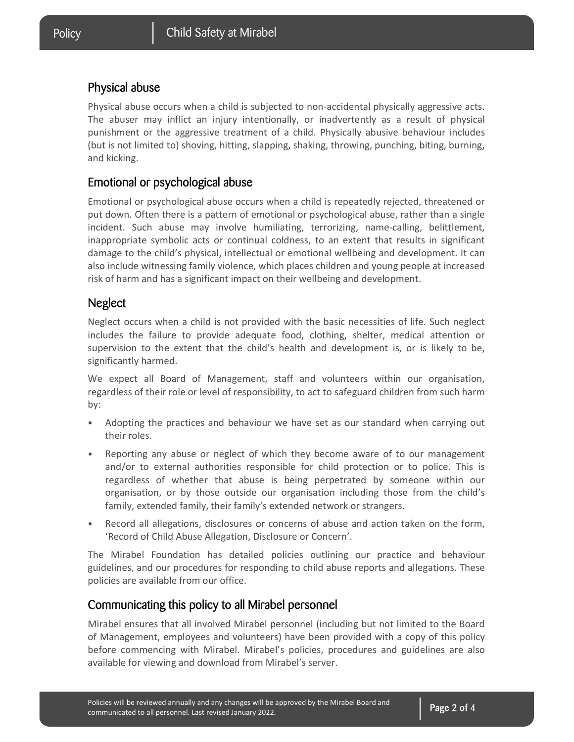## Physical abuse

Physical abuse occurs when a child is subjected to non-accidental physically aggressive acts. The abuser may inflict an injury intentionally, or inadvertently as a result of physical punishment or the aggressive treatment of a child. Physically abusive behaviour includes (but is not limited to) shoving, hitting, slapping, shaking, throwing, punching, biting, burning, and kicking.

## Emotional or psychological abuse

Emotional or psychological abuse occurs when a child is repeatedly rejected, threatened or put down. Often there is a pattern of emotional or psychological abuse, rather than a single incident. Such abuse may involve humiliating, terrorizing, name-calling, belittlement, inappropriate symbolic acts or continual coldness, to an extent that results in significant damage to the child's physical, intellectual or emotional wellbeing and development. It can also include witnessing family violence, which places children and young people at increased risk of harm and has a significant impact on their wellbeing and development.

## Neglect

Neglect occurs when a child is not provided with the basic necessities of life. Such neglect includes the failure to provide adequate food, clothing, shelter, medical attention or supervision to the extent that the child's health and development is, or is likely to be, significantly harmed.

We expect all Board of Management, staff and volunteers within our organisation, regardless of their role or level of responsibility, to act to safeguard children from such harm by:

- Adopting the practices and behaviour we have set as our standard when carrying out their roles.
- Reporting any abuse or neglect of which they become aware of to our management and/or to external authorities responsible for child protection or to police. This is regardless of whether that abuse is being perpetrated by someone within our organisation, or by those outside our organisation including those from the child's family, extended family, their family's extended network or strangers.
- Record all allegations, disclosures or concerns of abuse and action taken on the form, 'Record of Child Abuse Allegation, Disclosure or Concern'.

The Mirabel Foundation has detailed policies outlining our practice and behaviour guidelines, and our procedures for responding to child abuse reports and allegations. These policies are available from our office.

## Communicating this policy to all Mirabel personnel

Mirabel ensures that all involved Mirabel personnel (including but not limited to the Board of Management, employees and volunteers) have been provided with a copy of this policy before commencing with Mirabel. Mirabel's policies, procedures and guidelines are also available for viewing and download from Mirabel's server.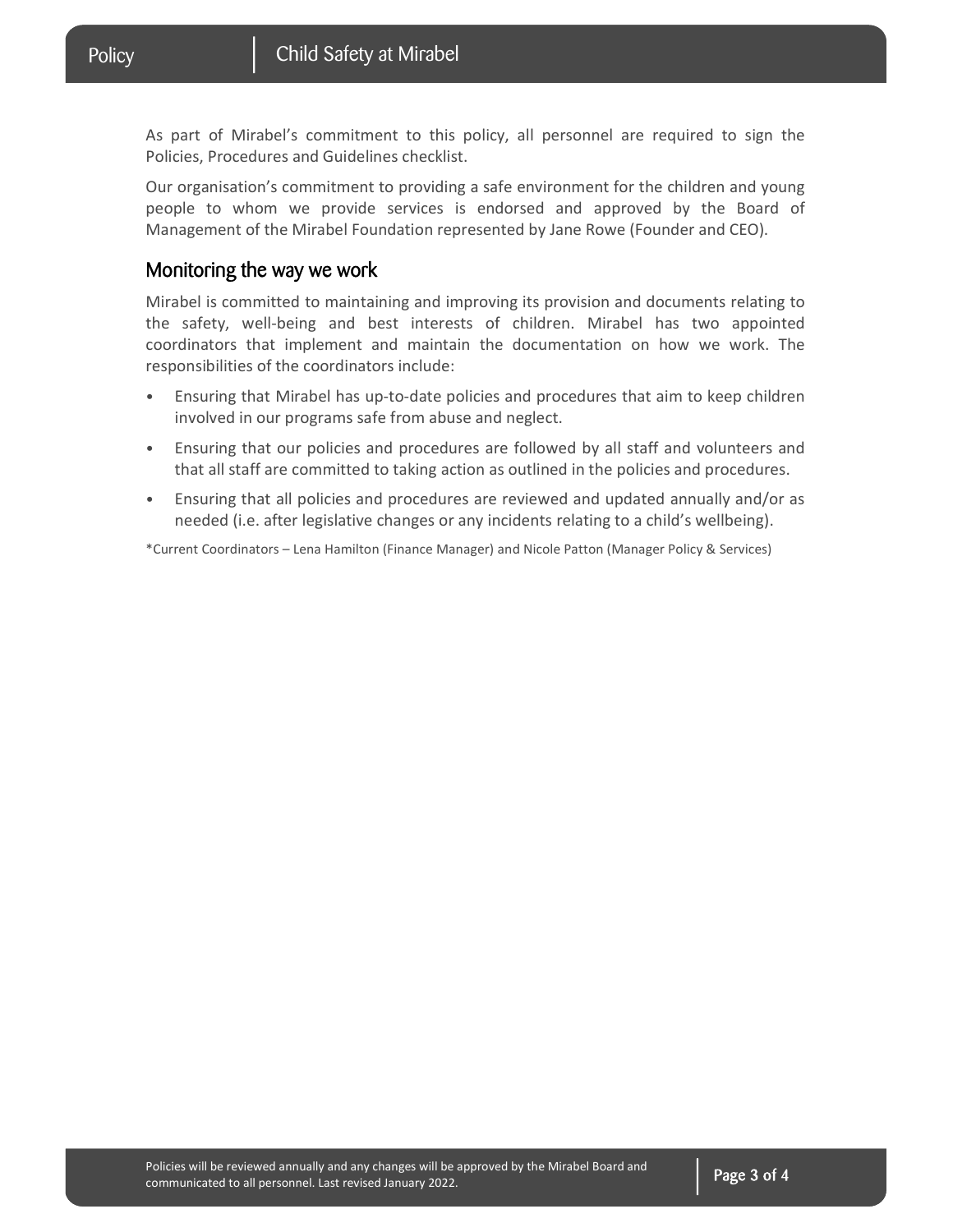As part of Mirabel's commitment to this policy, all personnel are required to sign the Policies, Procedures and Guidelines checklist.

Our organisation's commitment to providing a safe environment for the children and young people to whom we provide services is endorsed and approved by the Board of Management of the Mirabel Foundation represented by Jane Rowe (Founder and CEO).

## Monitoring the way we work

Mirabel is committed to maintaining and improving its provision and documents relating to the safety, well-being and best interests of children. Mirabel has two appointed coordinators that implement and maintain the documentation on how we work. The responsibilities of the coordinators include:

- Ensuring that Mirabel has up-to-date policies and procedures that aim to keep children involved in our programs safe from abuse and neglect.
- Ensuring that our policies and procedures are followed by all staff and volunteers and that all staff are committed to taking action as outlined in the policies and procedures.
- Ensuring that all policies and procedures are reviewed and updated annually and/or as needed (i.e. after legislative changes or any incidents relating to a child's wellbeing).

*Current Coordinators – Lena Hamilton (Finance Manager) and Nicole Patton (Manager Policy & Services)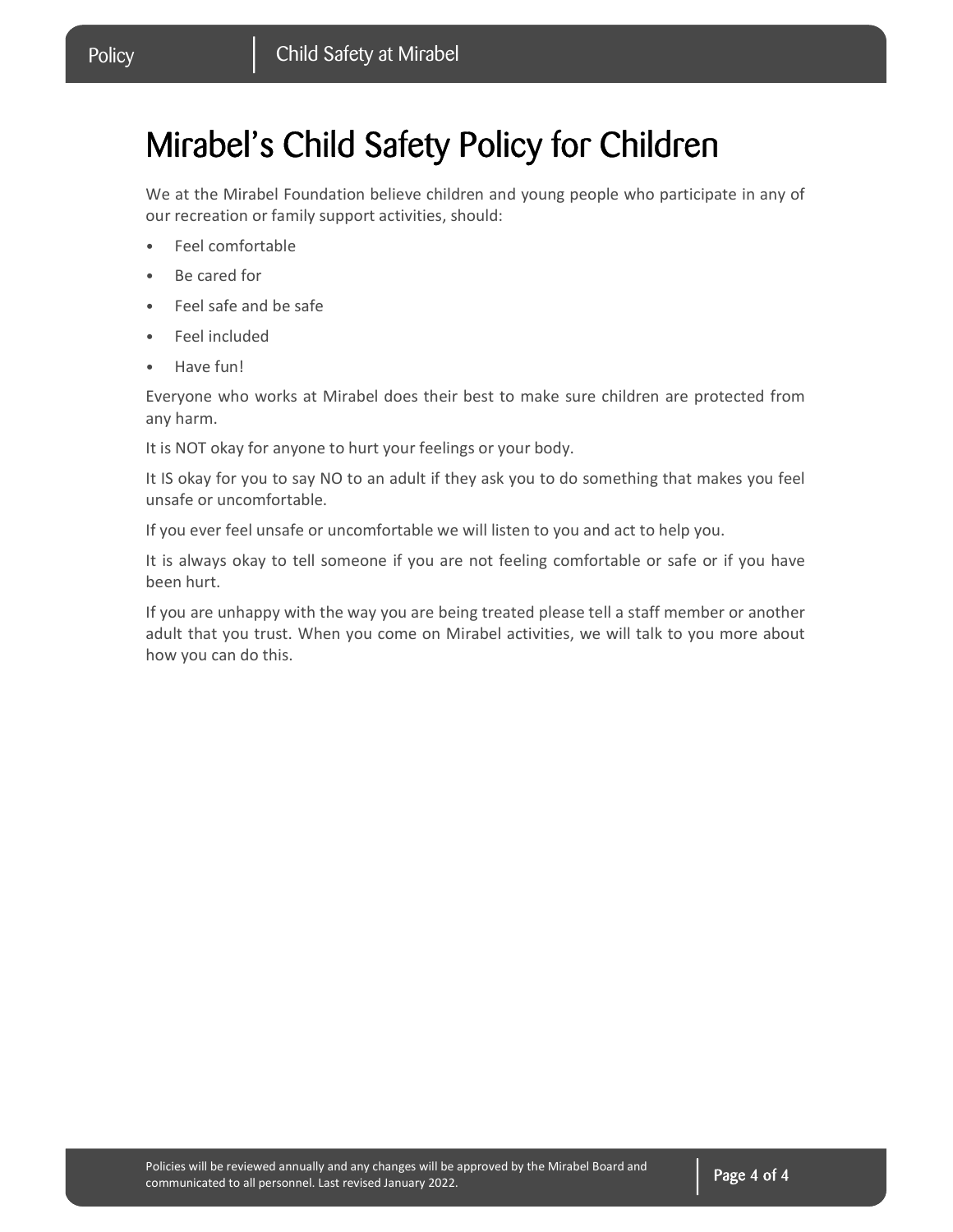# Mirabel's Child Safety Policy for Children

We at the Mirabel Foundation believe children and young people who participate in any of our recreation or family support activities, should:

- Feel comfortable
- Be cared for
- Feel safe and be safe
- Feel included
- Have fun!

Everyone who works at Mirabel does their best to make sure children are protected from any harm.

It is NOT okay for anyone to hurt your feelings or your body.

It IS okay for you to say NO to an adult if they ask you to do something that makes you feel unsafe or uncomfortable.

If you ever feel unsafe or uncomfortable we will listen to you and act to help you.

It is always okay to tell someone if you are not feeling comfortable or safe or if you have been hurt.

If you are unhappy with the way you are being treated please tell a staff member or another adult that you trust. When you come on Mirabel activities, we will talk to you more about how you can do this.

Policies will be reviewed annually and any changes will be approved by the Mirabel Board and communicated to all personnel. Last revised January 2022.